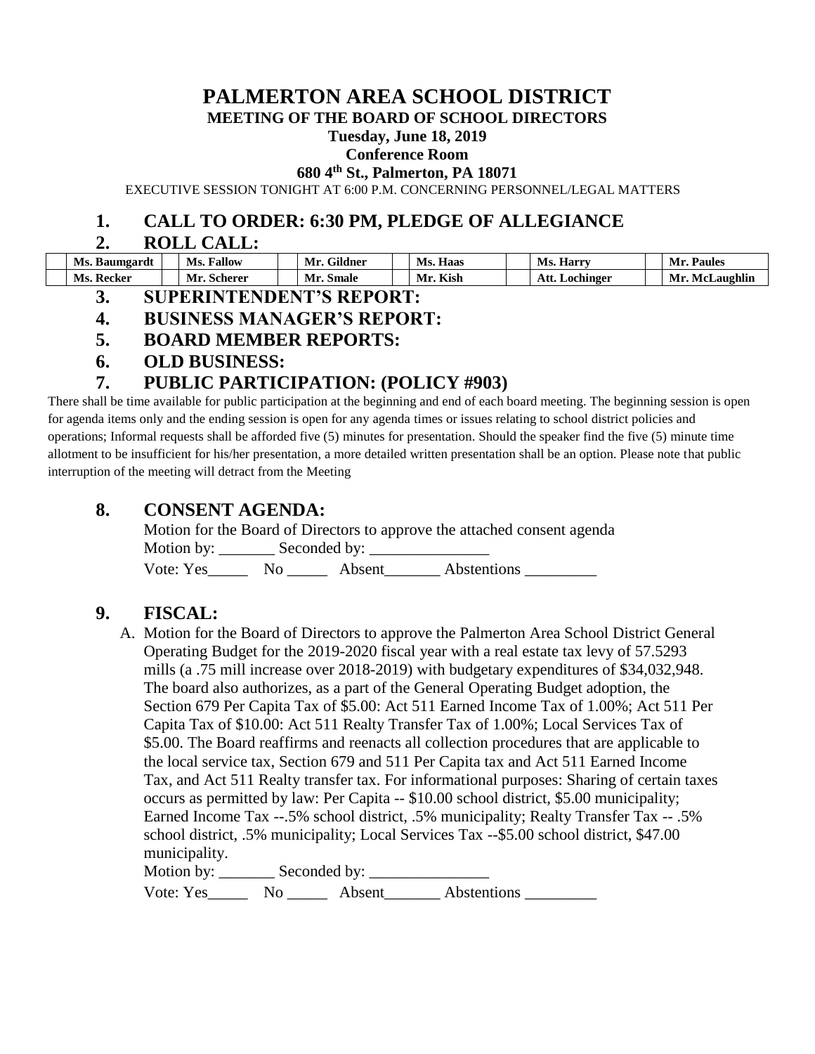# PALMERTON AREA SCHOOL DISTRICT

## MEETING OF THE BOARD OF SCHOOL DIRECTORS

**Tuesday, June 18, 2019**

**Conference Room**

**680 4th St., Palmerton, PA 18071**

EXECUTIVE SESSION TONIGHT AT 6:00 P.M. CONCERNING PERSONNEL/LEGAL MATTERS

## 1. CALL TO ORDER: 6:30 PM, PLEDGE OF ALLEGIANCE

## 2. ROLL CALL:

| | | | | | | | | | | | |
|---|---|---|---|---|---|---|---|---|---|---|---|
| | **Ms. Baumgardt** | | **Ms. Fallow** | | **Mr. Gildner** | | **Ms. Haas** | | **Ms. Harry** | | **Mr. Paules** |
| | **Ms. Recker** | | **Mr. Scherer** | | **Mr. Smale** | | **Mr. Kish** | | **Att. Lochinger** | | **Mr. McLaughlin** |

## 3. SUPERINTENDENT'S REPORT:

## 4. BUSINESS MANAGER'S REPORT:

## 5. BOARD MEMBER REPORTS:

## 6. OLD BUSINESS:

## 7. PUBLIC PARTICIPATION: (POLICY #903)

There shall be time available for public participation at the beginning and end of each board meeting. The beginning session is open for agenda items only and the ending session is open for any agenda times or issues relating to school district policies and operations; Informal requests shall be afforded five (5) minutes for presentation. Should the speaker find the five (5) minute time allotment to be insufficient for his/her presentation, a more detailed written presentation shall be an option. Please note that public interruption of the meeting will detract from the Meeting

## 8. CONSENT AGENDA:

Motion for the Board of Directors to approve the attached consent agenda

Motion by: _______ Seconded by: _______________

Vote: Yes_____ No _____ Absent_______ Abstentions _________

## 9. FISCAL:

A. Motion for the Board of Directors to approve the Palmerton Area School District General Operating Budget for the 2019-2020 fiscal year with a real estate tax levy of 57.5293 mills (a .75 mill increase over 2018-2019) with budgetary expenditures of $34,032,948. The board also authorizes, as a part of the General Operating Budget adoption, the Section 679 Per Capita Tax of $5.00: Act 511 Earned Income Tax of 1.00%; Act 511 Per Capita Tax of $10.00: Act 511 Realty Transfer Tax of 1.00%; Local Services Tax of $5.00. The Board reaffirms and reenacts all collection procedures that are applicable to the local service tax, Section 679 and 511 Per Capita tax and Act 511 Earned Income Tax, and Act 511 Realty transfer tax. For informational purposes: Sharing of certain taxes occurs as permitted by law: Per Capita -- $10.00 school district, $5.00 municipality; Earned Income Tax --.5% school district, .5% municipality; Realty Transfer Tax -- .5% school district, .5% municipality; Local Services Tax --$5.00 school district, $47.00 municipality.

Motion by: _______ Seconded by: _______________

Vote: Yes_____ No _____ Absent_______ Abstentions _________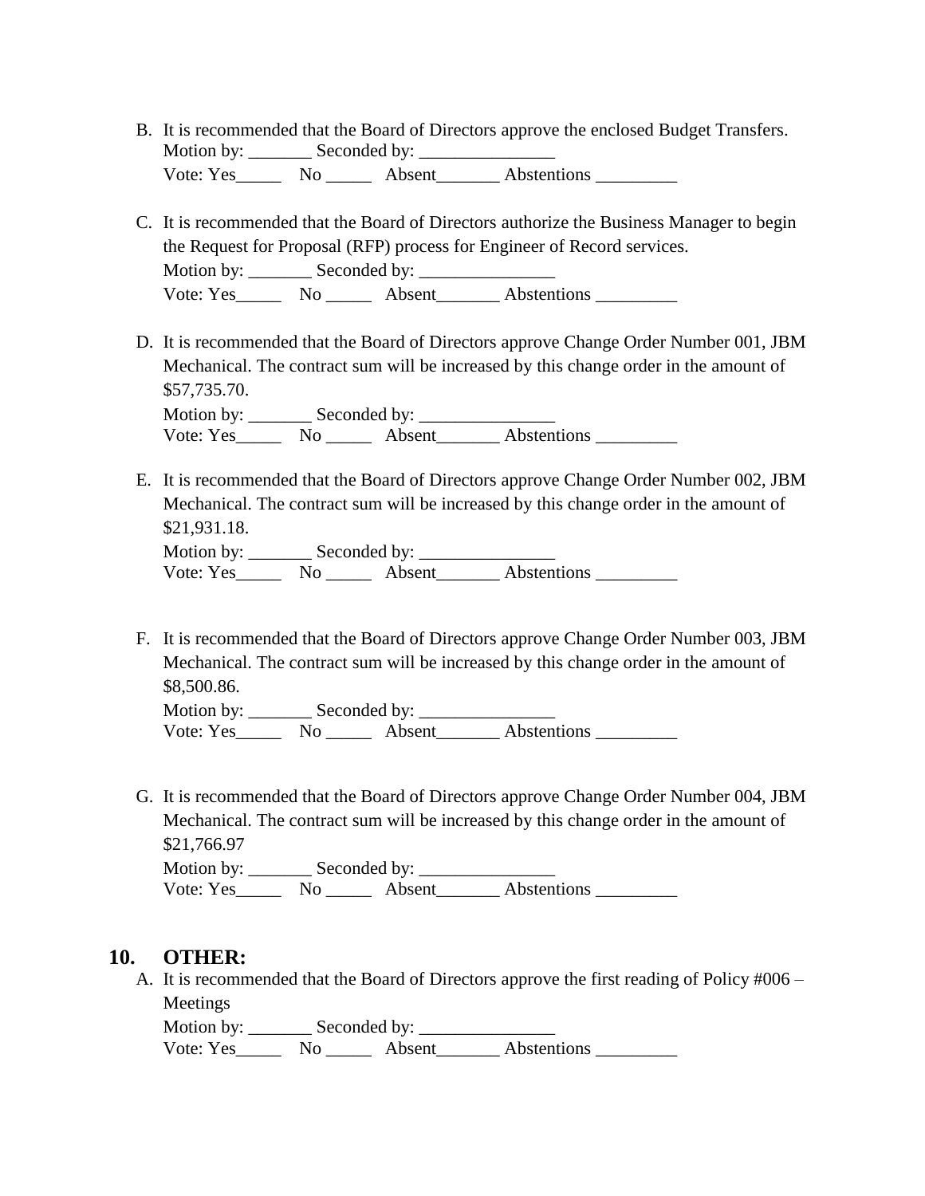B. It is recommended that the Board of Directors approve the enclosed Budget Transfers.
   Motion by: _______ Seconded by: _______________
   Vote: Yes_____ No _____ Absent_______ Abstentions _________

C. It is recommended that the Board of Directors authorize the Business Manager to begin the Request for Proposal (RFP) process for Engineer of Record services.
   Motion by: _______ Seconded by: _______________
   Vote: Yes_____ No _____ Absent_______ Abstentions _________

D. It is recommended that the Board of Directors approve Change Order Number 001, JBM Mechanical. The contract sum will be increased by this change order in the amount of $57,735.70.
   Motion by: _______ Seconded by: _______________
   Vote: Yes_____ No _____ Absent_______ Abstentions _________

E. It is recommended that the Board of Directors approve Change Order Number 002, JBM Mechanical. The contract sum will be increased by this change order in the amount of $21,931.18.
   Motion by: _______ Seconded by: _______________
   Vote: Yes_____ No _____ Absent_______ Abstentions _________

F. It is recommended that the Board of Directors approve Change Order Number 003, JBM Mechanical. The contract sum will be increased by this change order in the amount of $8,500.86.
   Motion by: _______ Seconded by: _______________
   Vote: Yes_____ No _____ Absent_______ Abstentions _________

G. It is recommended that the Board of Directors approve Change Order Number 004, JBM Mechanical. The contract sum will be increased by this change order in the amount of $21,766.97
   Motion by: _______ Seconded by: _______________
   Vote: Yes_____ No _____ Absent_______ Abstentions _________

## 10. OTHER:

A. It is recommended that the Board of Directors approve the first reading of Policy #006 – Meetings
   Motion by: _______ Seconded by: _______________
   Vote: Yes_____ No _____ Absent_______ Abstentions _________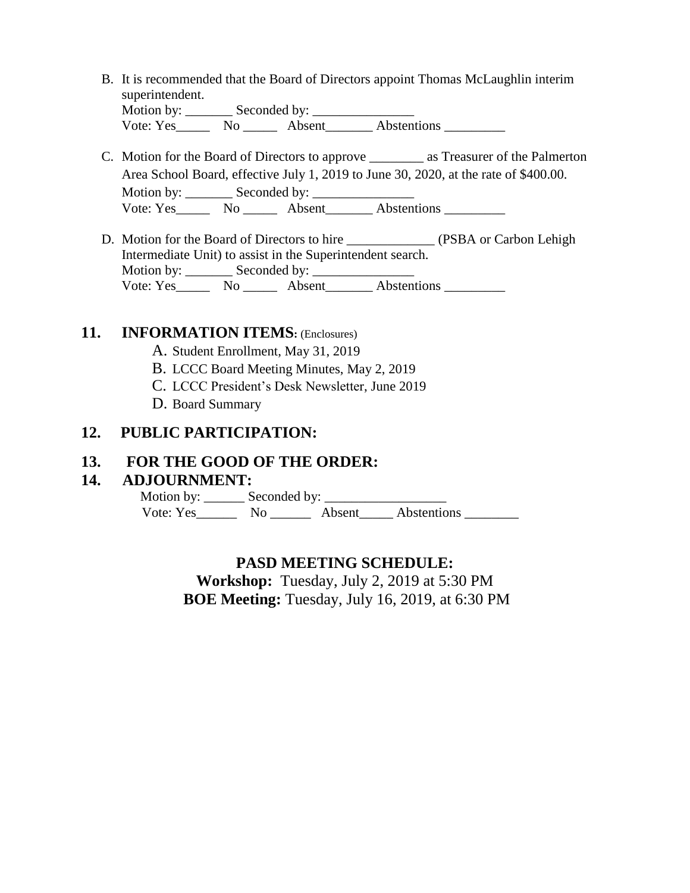B. It is recommended that the Board of Directors appoint Thomas McLaughlin interim superintendent.
   Motion by: _______ Seconded by: _______________
   Vote: Yes_____ No _____ Absent_______ Abstentions _________

C. Motion for the Board of Directors to approve ________ as Treasurer of the Palmerton Area School Board, effective July 1, 2019 to June 30, 2020, at the rate of $400.00.
   Motion by: _______ Seconded by: _______________
   Vote: Yes_____ No _____ Absent_______ Abstentions _________

D. Motion for the Board of Directors to hire _____________ (PSBA or Carbon Lehigh Intermediate Unit) to assist in the Superintendent search.
   Motion by: _______ Seconded by: _______________
   Vote: Yes_____ No _____ Absent_______ Abstentions _________

## 11. INFORMATION ITEMS: (Enclosures)

A. Student Enrollment, May 31, 2019
B. LCCC Board Meeting Minutes, May 2, 2019
C. LCCC President's Desk Newsletter, June 2019
D. Board Summary

## 12. PUBLIC PARTICIPATION:

## 13. FOR THE GOOD OF THE ORDER:

## 14. ADJOURNMENT:

Motion by: ______ Seconded by: __________________
Vote: Yes______ No ______ Absent_____ Abstentions ________

**PASD MEETING SCHEDULE:**

**Workshop:** Tuesday, July 2, 2019 at 5:30 PM

**BOE Meeting:** Tuesday, July 16, 2019, at 6:30 PM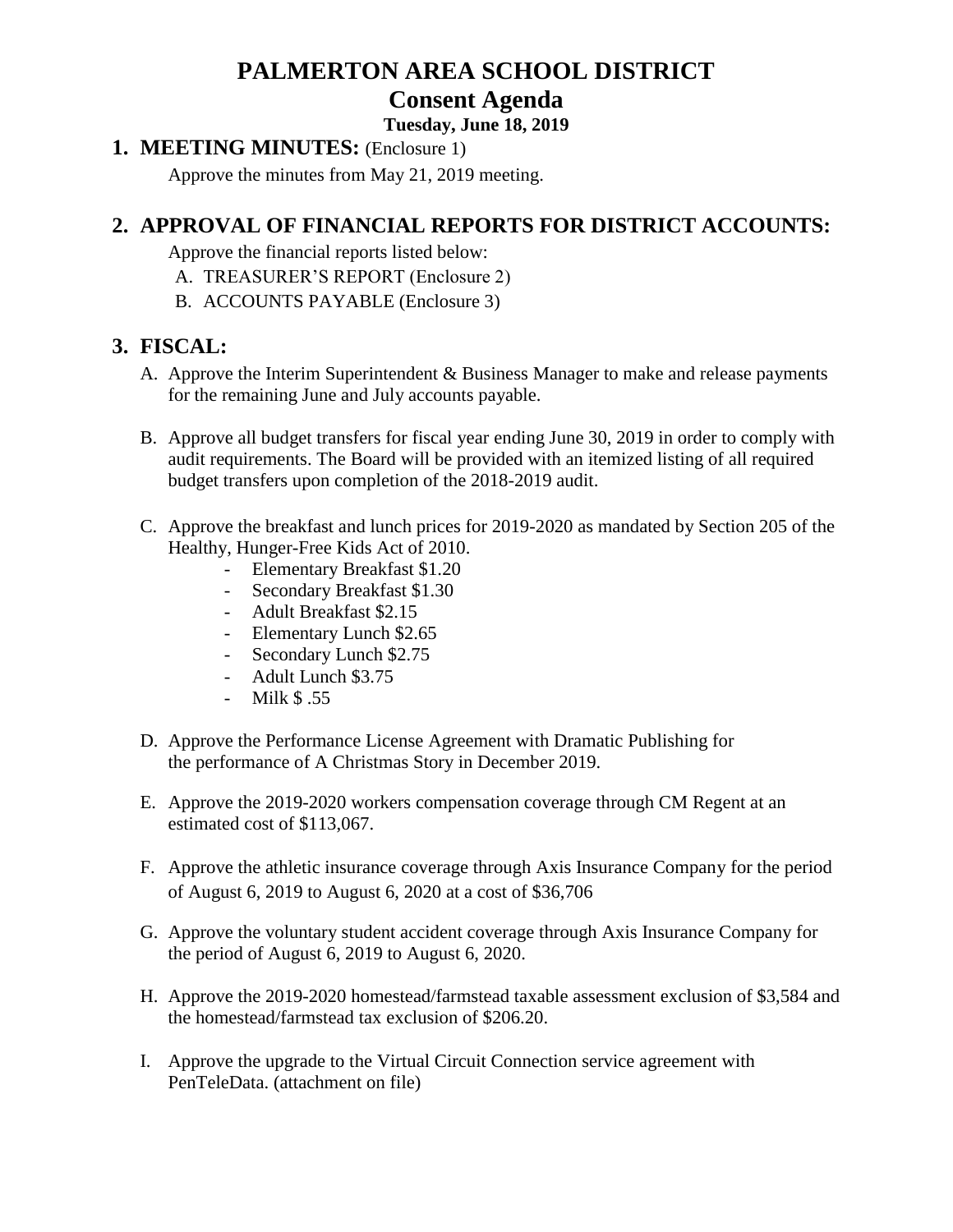# PALMERTON AREA SCHOOL DISTRICT

## Consent Agenda

**Tuesday, June 18, 2019**

## 1. MEETING MINUTES: (Enclosure 1)

Approve the minutes from May 21, 2019 meeting.

## 2. APPROVAL OF FINANCIAL REPORTS FOR DISTRICT ACCOUNTS:

Approve the financial reports listed below:

A. TREASURER'S REPORT (Enclosure 2)
B. ACCOUNTS PAYABLE (Enclosure 3)

## 3. FISCAL:

A. Approve the Interim Superintendent & Business Manager to make and release payments for the remaining June and July accounts payable.

B. Approve all budget transfers for fiscal year ending June 30, 2019 in order to comply with audit requirements. The Board will be provided with an itemized listing of all required budget transfers upon completion of the 2018-2019 audit.

C. Approve the breakfast and lunch prices for 2019-2020 as mandated by Section 205 of the Healthy, Hunger-Free Kids Act of 2010.
   - Elementary Breakfast $1.20
   - Secondary Breakfast $1.30
   - Adult Breakfast $2.15
   - Elementary Lunch $2.65
   - Secondary Lunch $2.75
   - Adult Lunch $3.75
   - Milk $ .55

D. Approve the Performance License Agreement with Dramatic Publishing for the performance of A Christmas Story in December 2019.

E. Approve the 2019-2020 workers compensation coverage through CM Regent at an estimated cost of $113,067.

F. Approve the athletic insurance coverage through Axis Insurance Company for the period of August 6, 2019 to August 6, 2020 at a cost of $36,706

G. Approve the voluntary student accident coverage through Axis Insurance Company for the period of August 6, 2019 to August 6, 2020.

H. Approve the 2019-2020 homestead/farmstead taxable assessment exclusion of $3,584 and the homestead/farmstead tax exclusion of $206.20.

I. Approve the upgrade to the Virtual Circuit Connection service agreement with PenTeleData. (attachment on file)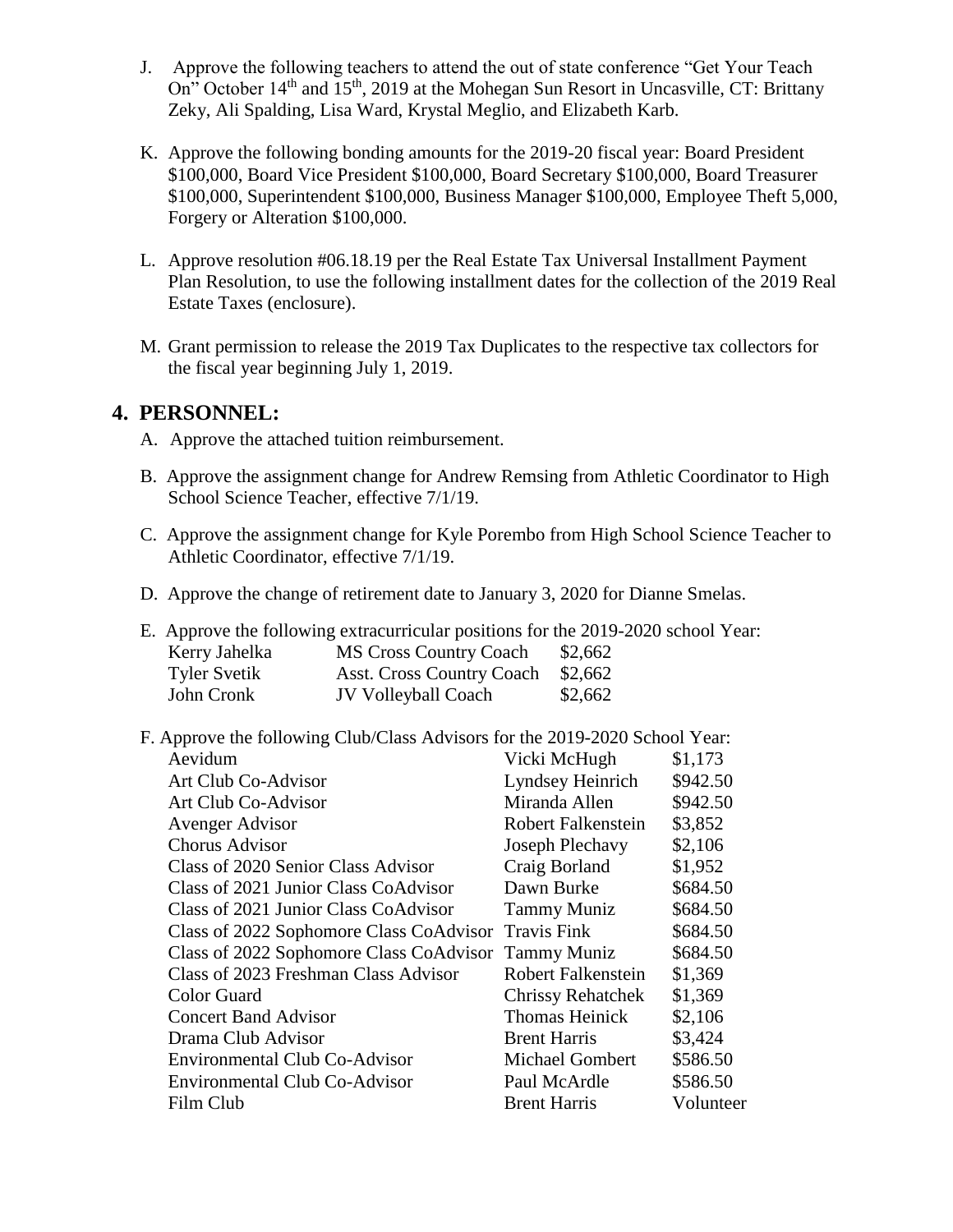J. Approve the following teachers to attend the out of state conference "Get Your Teach On" October 14th and 15th, 2019 at the Mohegan Sun Resort in Uncasville, CT: Brittany Zeky, Ali Spalding, Lisa Ward, Krystal Meglio, and Elizabeth Karb.

K. Approve the following bonding amounts for the 2019-20 fiscal year: Board President $100,000, Board Vice President $100,000, Board Secretary $100,000, Board Treasurer $100,000, Superintendent $100,000, Business Manager $100,000, Employee Theft 5,000, Forgery or Alteration $100,000.

L. Approve resolution #06.18.19 per the Real Estate Tax Universal Installment Payment Plan Resolution, to use the following installment dates for the collection of the 2019 Real Estate Taxes (enclosure).

M. Grant permission to release the 2019 Tax Duplicates to the respective tax collectors for the fiscal year beginning July 1, 2019.

## 4. PERSONNEL:

A. Approve the attached tuition reimbursement.

B. Approve the assignment change for Andrew Remsing from Athletic Coordinator to High School Science Teacher, effective 7/1/19.

C. Approve the assignment change for Kyle Porembo from High School Science Teacher to Athletic Coordinator, effective 7/1/19.

D. Approve the change of retirement date to January 3, 2020 for Dianne Smelas.

E. Approve the following extracurricular positions for the 2019-2020 school Year:

| | | |
|---|---|---|
| Kerry Jahelka | MS Cross Country Coach | $2,662 |
| Tyler Svetik | Asst. Cross Country Coach | $2,662 |
| John Cronk | JV Volleyball Coach | $2,662 |

F. Approve the following Club/Class Advisors for the 2019-2020 School Year:

| | | |
|---|---|---|
| Aevidum | Vicki McHugh | $1,173 |
| Art Club Co-Advisor | Lyndsey Heinrich | $942.50 |
| Art Club Co-Advisor | Miranda Allen | $942.50 |
| Avenger Advisor | Robert Falkenstein | $3,852 |
| Chorus Advisor | Joseph Plechavy | $2,106 |
| Class of 2020 Senior Class Advisor | Craig Borland | $1,952 |
| Class of 2021 Junior Class CoAdvisor | Dawn Burke | $684.50 |
| Class of 2021 Junior Class CoAdvisor | Tammy Muniz | $684.50 |
| Class of 2022 Sophomore Class CoAdvisor | Travis Fink | $684.50 |
| Class of 2022 Sophomore Class CoAdvisor | Tammy Muniz | $684.50 |
| Class of 2023 Freshman Class Advisor | Robert Falkenstein | $1,369 |
| Color Guard | Chrissy Rehatchek | $1,369 |
| Concert Band Advisor | Thomas Heinick | $2,106 |
| Drama Club Advisor | Brent Harris | $3,424 |
| Environmental Club Co-Advisor | Michael Gombert | $586.50 |
| Environmental Club Co-Advisor | Paul McArdle | $586.50 |
| Film Club | Brent Harris | Volunteer |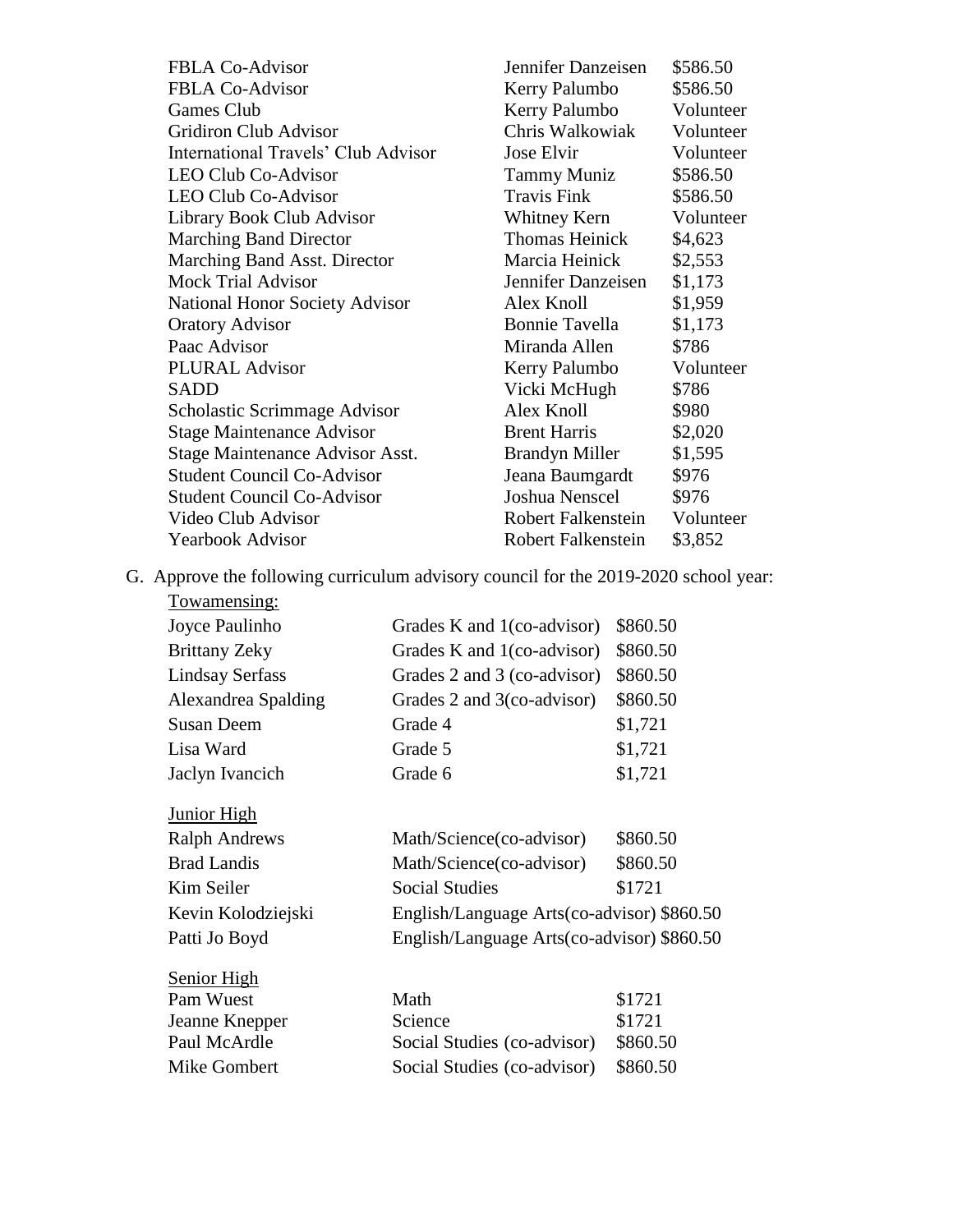| | | |
|---|---|---|
| FBLA Co-Advisor | Jennifer Danzeisen | $586.50 |
| FBLA Co-Advisor | Kerry Palumbo | $586.50 |
| Games Club | Kerry Palumbo | Volunteer |
| Gridiron Club Advisor | Chris Walkowiak | Volunteer |
| International Travels' Club Advisor | Jose Elvir | Volunteer |
| LEO Club Co-Advisor | Tammy Muniz | $586.50 |
| LEO Club Co-Advisor | Travis Fink | $586.50 |
| Library Book Club Advisor | Whitney Kern | Volunteer |
| Marching Band Director | Thomas Heinick | $4,623 |
| Marching Band Asst. Director | Marcia Heinick | $2,553 |
| Mock Trial Advisor | Jennifer Danzeisen | $1,173 |
| National Honor Society Advisor | Alex Knoll | $1,959 |
| Oratory Advisor | Bonnie Tavella | $1,173 |
| Paac Advisor | Miranda Allen | $786 |
| PLURAL Advisor | Kerry Palumbo | Volunteer |
| SADD | Vicki McHugh | $786 |
| Scholastic Scrimmage Advisor | Alex Knoll | $980 |
| Stage Maintenance Advisor | Brent Harris | $2,020 |
| Stage Maintenance Advisor Asst. | Brandyn Miller | $1,595 |
| Student Council Co-Advisor | Jeana Baumgardt | $976 |
| Student Council Co-Advisor | Joshua Nenscel | $976 |
| Video Club Advisor | Robert Falkenstein | Volunteer |
| Yearbook Advisor | Robert Falkenstein | $3,852 |

G. Approve the following curriculum advisory council for the 2019-2020 school year:

Towamensing:

| | | |
|---|---|---|
| Joyce Paulinho | Grades K and 1(co-advisor) | $860.50 |
| Brittany Zeky | Grades K and 1(co-advisor) | $860.50 |
| Lindsay Serfass | Grades 2 and 3 (co-advisor) | $860.50 |
| Alexandrea Spalding | Grades 2 and 3(co-advisor) | $860.50 |
| Susan Deem | Grade 4 | $1,721 |
| Lisa Ward | Grade 5 | $1,721 |
| Jaclyn Ivancich | Grade 6 | $1,721 |

Junior High

| | | |
|---|---|---|
| Ralph Andrews | Math/Science(co-advisor) | $860.50 |
| Brad Landis | Math/Science(co-advisor) | $860.50 |
| Kim Seiler | Social Studies | $1721 |
| Kevin Kolodziejski | English/Language Arts(co-advisor) | $860.50 |
| Patti Jo Boyd | English/Language Arts(co-advisor) | $860.50 |

Senior High

| | | |
|---|---|---|
| Pam Wuest | Math | $1721 |
| Jeanne Knepper | Science | $1721 |
| Paul McArdle | Social Studies (co-advisor) | $860.50 |
| Mike Gombert | Social Studies (co-advisor) | $860.50 |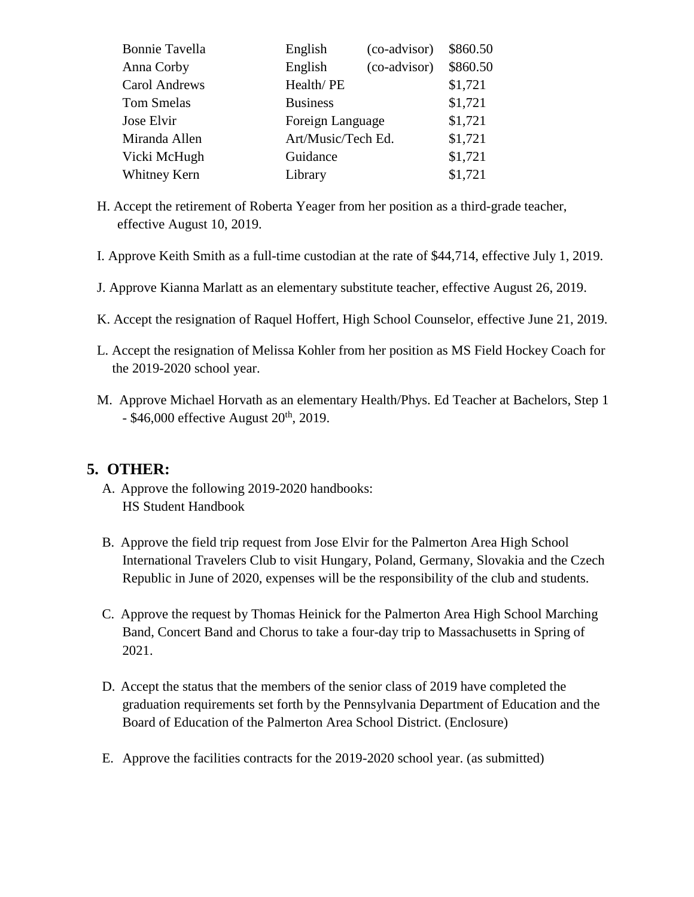| | | | |
|---|---|---|---|
| Bonnie Tavella | English | (co-advisor) | \$860.50 |
| Anna Corby | English | (co-advisor) | \$860.50 |
| Carol Andrews | Health/ PE | | \$1,721 |
| Tom Smelas | Business | | \$1,721 |
| Jose Elvir | Foreign Language | | \$1,721 |
| Miranda Allen | Art/Music/Tech Ed. | | \$1,721 |
| Vicki McHugh | Guidance | | \$1,721 |
| Whitney Kern | Library | | \$1,721 |

H. Accept the retirement of Roberta Yeager from her position as a third-grade teacher, effective August 10, 2019.

I. Approve Keith Smith as a full-time custodian at the rate of \$44,714, effective July 1, 2019.

J. Approve Kianna Marlatt as an elementary substitute teacher, effective August 26, 2019.

K. Accept the resignation of Raquel Hoffert, High School Counselor, effective June 21, 2019.

L. Accept the resignation of Melissa Kohler from her position as MS Field Hockey Coach for the 2019-2020 school year.

M. Approve Michael Horvath as an elementary Health/Phys. Ed Teacher at Bachelors, Step 1 - \$46,000 effective August 20th, 2019.

## 5. OTHER:

A. Approve the following 2019-2020 handbooks:
HS Student Handbook

B. Approve the field trip request from Jose Elvir for the Palmerton Area High School International Travelers Club to visit Hungary, Poland, Germany, Slovakia and the Czech Republic in June of 2020, expenses will be the responsibility of the club and students.

C. Approve the request by Thomas Heinick for the Palmerton Area High School Marching Band, Concert Band and Chorus to take a four-day trip to Massachusetts in Spring of 2021.

D. Accept the status that the members of the senior class of 2019 have completed the graduation requirements set forth by the Pennsylvania Department of Education and the Board of Education of the Palmerton Area School District. (Enclosure)

E. Approve the facilities contracts for the 2019-2020 school year. (as submitted)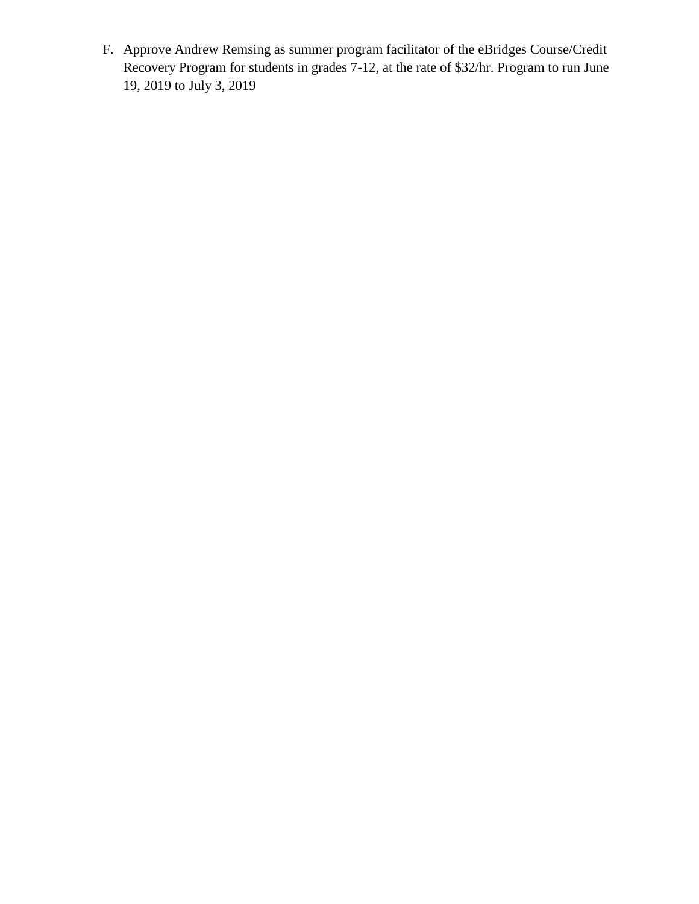F. Approve Andrew Remsing as summer program facilitator of the eBridges Course/Credit Recovery Program for students in grades 7-12, at the rate of $32/hr. Program to run June 19, 2019 to July 3, 2019